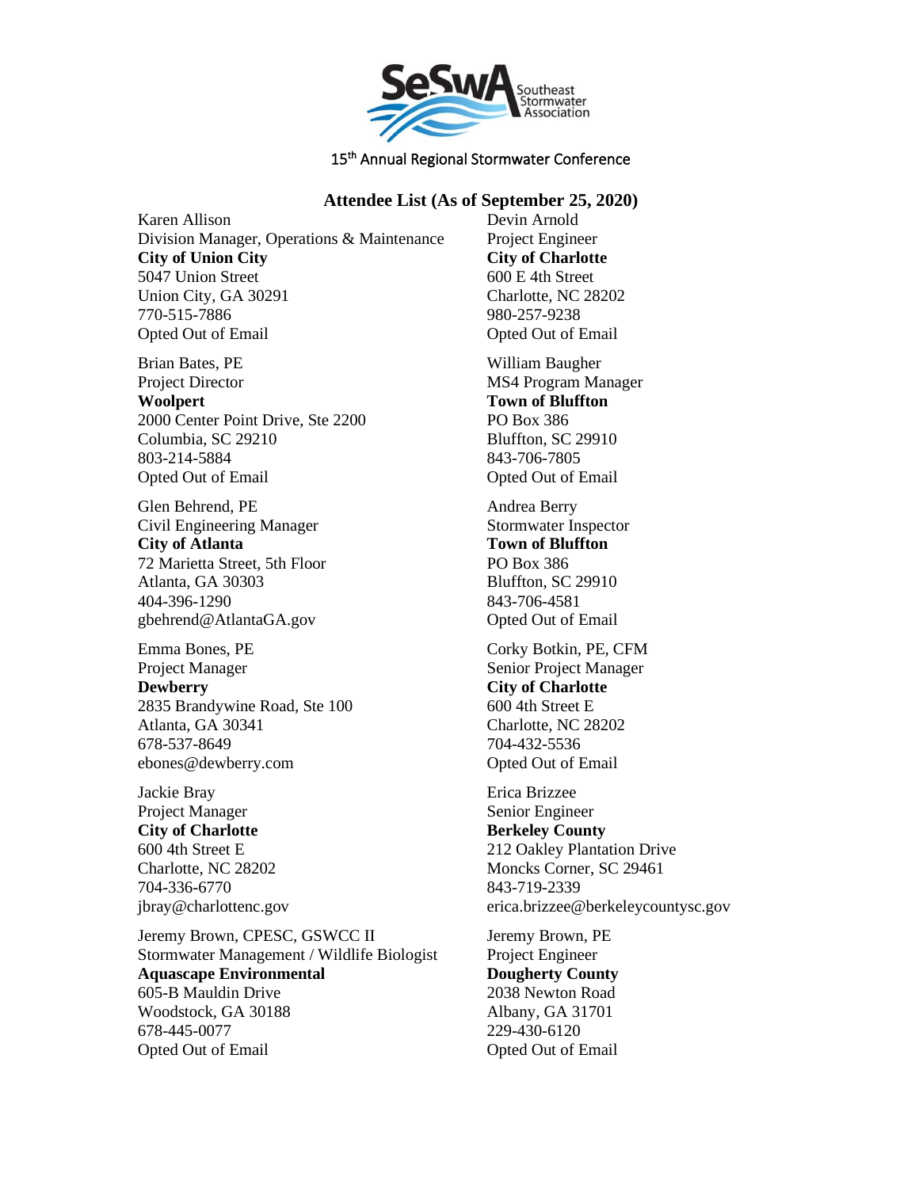SeSwA Southeast Stormwater Association

15th Annual Regional Stormwater Conference

## Attendee List (As of September 25, 2020)

Karen Allison
Division Manager, Operations & Maintenance
**City of Union City**
5047 Union Street
Union City, GA 30291
770-515-7886
Opted Out of Email

Brian Bates, PE
Project Director
**Woolpert**
2000 Center Point Drive, Ste 2200
Columbia, SC 29210
803-214-5884
Opted Out of Email

Glen Behrend, PE
Civil Engineering Manager
**City of Atlanta**
72 Marietta Street, 5th Floor
Atlanta, GA 30303
404-396-1290
gbehrend@AtlantaGA.gov

Emma Bones, PE
Project Manager
**Dewberry**
2835 Brandywine Road, Ste 100
Atlanta, GA 30341
678-537-8649
ebones@dewberry.com

Jackie Bray
Project Manager
**City of Charlotte**
600 4th Street E
Charlotte, NC 28202
704-336-6770
jbray@charlottenc.gov

Jeremy Brown, CPESC, GSWCC II
Stormwater Management / Wildlife Biologist
**Aquascape Environmental**
605-B Mauldin Drive
Woodstock, GA 30188
678-445-0077
Opted Out of Email

Devin Arnold
Project Engineer
**City of Charlotte**
600 E 4th Street
Charlotte, NC 28202
980-257-9238
Opted Out of Email

William Baugher
MS4 Program Manager
**Town of Bluffton**
PO Box 386
Bluffton, SC 29910
843-706-7805
Opted Out of Email

Andrea Berry
Stormwater Inspector
**Town of Bluffton**
PO Box 386
Bluffton, SC 29910
843-706-4581
Opted Out of Email

Corky Botkin, PE, CFM
Senior Project Manager
**City of Charlotte**
600 4th Street E
Charlotte, NC 28202
704-432-5536
Opted Out of Email

Erica Brizzee
Senior Engineer
**Berkeley County**
212 Oakley Plantation Drive
Moncks Corner, SC 29461
843-719-2339
erica.brizzee@berkeleycountysc.gov

Jeremy Brown, PE
Project Engineer
**Dougherty County**
2038 Newton Road
Albany, GA 31701
229-430-6120
Opted Out of Email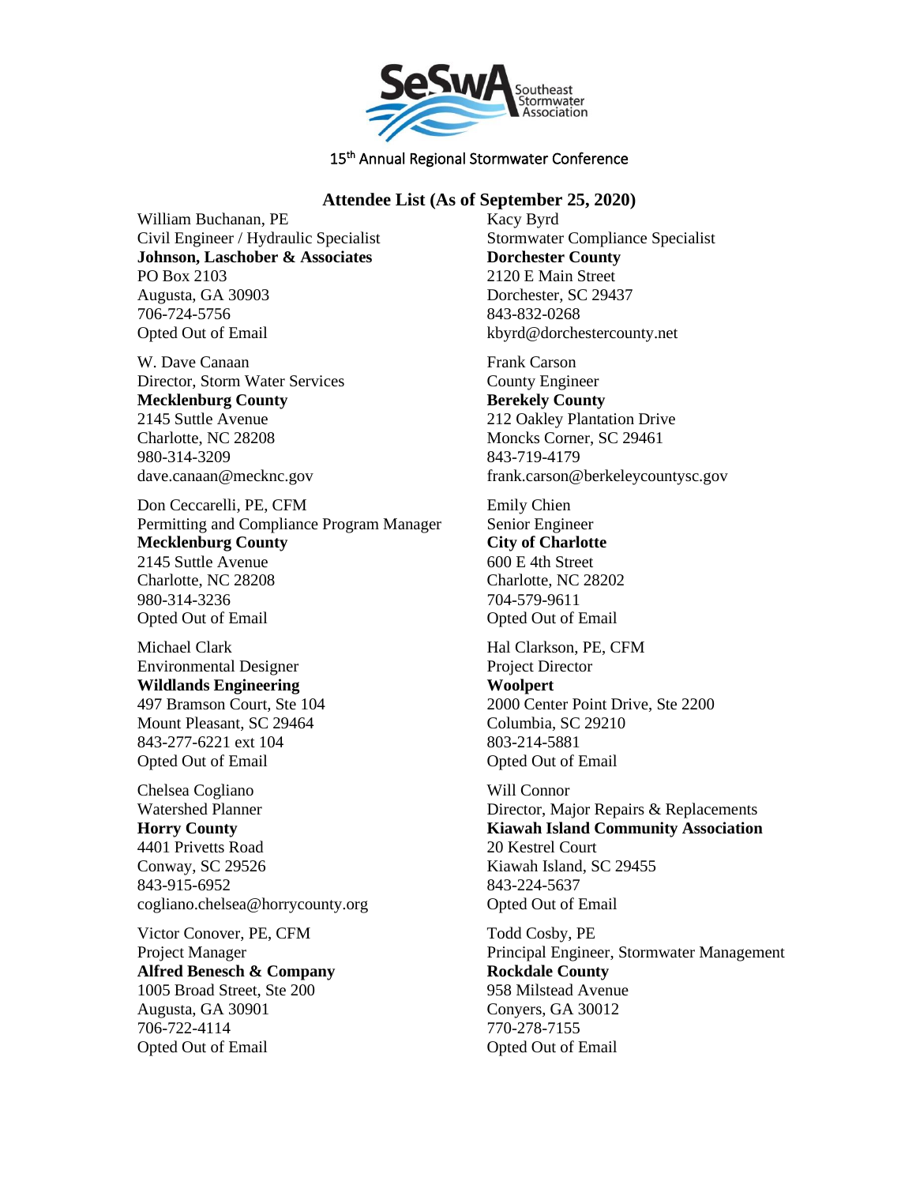SeSwA Southeast Stormwater Association

15th Annual Regional Stormwater Conference

## Attendee List (As of September 25, 2020)

William Buchanan, PE
Civil Engineer / Hydraulic Specialist
**Johnson, Laschober & Associates**
PO Box 2103
Augusta, GA 30903
706-724-5756
Opted Out of Email

W. Dave Canaan
Director, Storm Water Services
**Mecklenburg County**
2145 Suttle Avenue
Charlotte, NC 28208
980-314-3209
dave.canaan@mecknc.gov

Don Ceccarelli, PE, CFM
Permitting and Compliance Program Manager
**Mecklenburg County**
2145 Suttle Avenue
Charlotte, NC 28208
980-314-3236
Opted Out of Email

Michael Clark
Environmental Designer
**Wildlands Engineering**
497 Bramson Court, Ste 104
Mount Pleasant, SC 29464
843-277-6221 ext 104
Opted Out of Email

Chelsea Cogliano
Watershed Planner
**Horry County**
4401 Privetts Road
Conway, SC 29526
843-915-6952
cogliano.chelsea@horrycounty.org

Victor Conover, PE, CFM
Project Manager
**Alfred Benesch & Company**
1005 Broad Street, Ste 200
Augusta, GA 30901
706-722-4114
Opted Out of Email

Kacy Byrd
Stormwater Compliance Specialist
**Dorchester County**
2120 E Main Street
Dorchester, SC 29437
843-832-0268
kbyrd@dorchestercounty.net

Frank Carson
County Engineer
**Berekely County**
212 Oakley Plantation Drive
Moncks Corner, SC 29461
843-719-4179
frank.carson@berkeleycountysc.gov

Emily Chien
Senior Engineer
**City of Charlotte**
600 E 4th Street
Charlotte, NC 28202
704-579-9611
Opted Out of Email

Hal Clarkson, PE, CFM
Project Director
**Woolpert**
2000 Center Point Drive, Ste 2200
Columbia, SC 29210
803-214-5881
Opted Out of Email

Will Connor
Director, Major Repairs & Replacements
**Kiawah Island Community Association**
20 Kestrel Court
Kiawah Island, SC 29455
843-224-5637
Opted Out of Email

Todd Cosby, PE
Principal Engineer, Stormwater Management
**Rockdale County**
958 Milstead Avenue
Conyers, GA 30012
770-278-7155
Opted Out of Email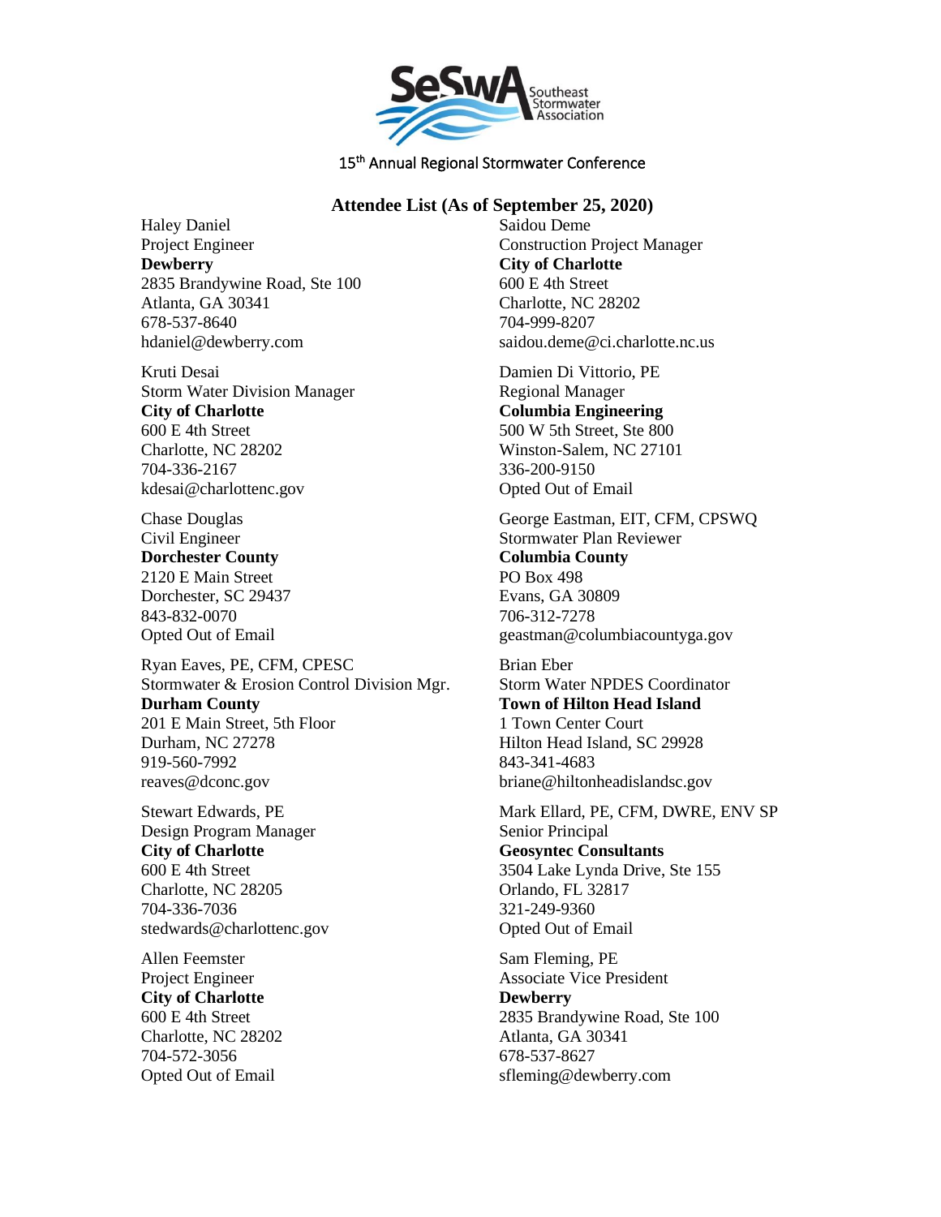15th Annual Regional Stormwater Conference

## Attendee List (As of September 25, 2020)

Haley Daniel
Project Engineer
**Dewberry**
2835 Brandywine Road, Ste 100
Atlanta, GA 30341
678-537-8640
hdaniel@dewberry.com

Kruti Desai
Storm Water Division Manager
**City of Charlotte**
600 E 4th Street
Charlotte, NC 28202
704-336-2167
kdesai@charlottenc.gov

Chase Douglas
Civil Engineer
**Dorchester County**
2120 E Main Street
Dorchester, SC 29437
843-832-0070
Opted Out of Email

Ryan Eaves, PE, CFM, CPESC
Stormwater & Erosion Control Division Mgr.
**Durham County**
201 E Main Street, 5th Floor
Durham, NC 27278
919-560-7992
reaves@dconc.gov

Stewart Edwards, PE
Design Program Manager
**City of Charlotte**
600 E 4th Street
Charlotte, NC 28205
704-336-7036
stedwards@charlottenc.gov

Allen Feemster
Project Engineer
**City of Charlotte**
600 E 4th Street
Charlotte, NC 28202
704-572-3056
Opted Out of Email

Saidou Deme
Construction Project Manager
**City of Charlotte**
600 E 4th Street
Charlotte, NC 28202
704-999-8207
saidou.deme@ci.charlotte.nc.us

Damien Di Vittorio, PE
Regional Manager
**Columbia Engineering**
500 W 5th Street, Ste 800
Winston-Salem, NC 27101
336-200-9150
Opted Out of Email

George Eastman, EIT, CFM, CPSWQ
Stormwater Plan Reviewer
**Columbia County**
PO Box 498
Evans, GA 30809
706-312-7278
geastman@columbiacountyga.gov

Brian Eber
Storm Water NPDES Coordinator
**Town of Hilton Head Island**
1 Town Center Court
Hilton Head Island, SC 29928
843-341-4683
briane@hiltonheadislandsc.gov

Mark Ellard, PE, CFM, DWRE, ENV SP
Senior Principal
**Geosyntec Consultants**
3504 Lake Lynda Drive, Ste 155
Orlando, FL 32817
321-249-9360
Opted Out of Email

Sam Fleming, PE
Associate Vice President
**Dewberry**
2835 Brandywine Road, Ste 100
Atlanta, GA 30341
678-537-8627
sfleming@dewberry.com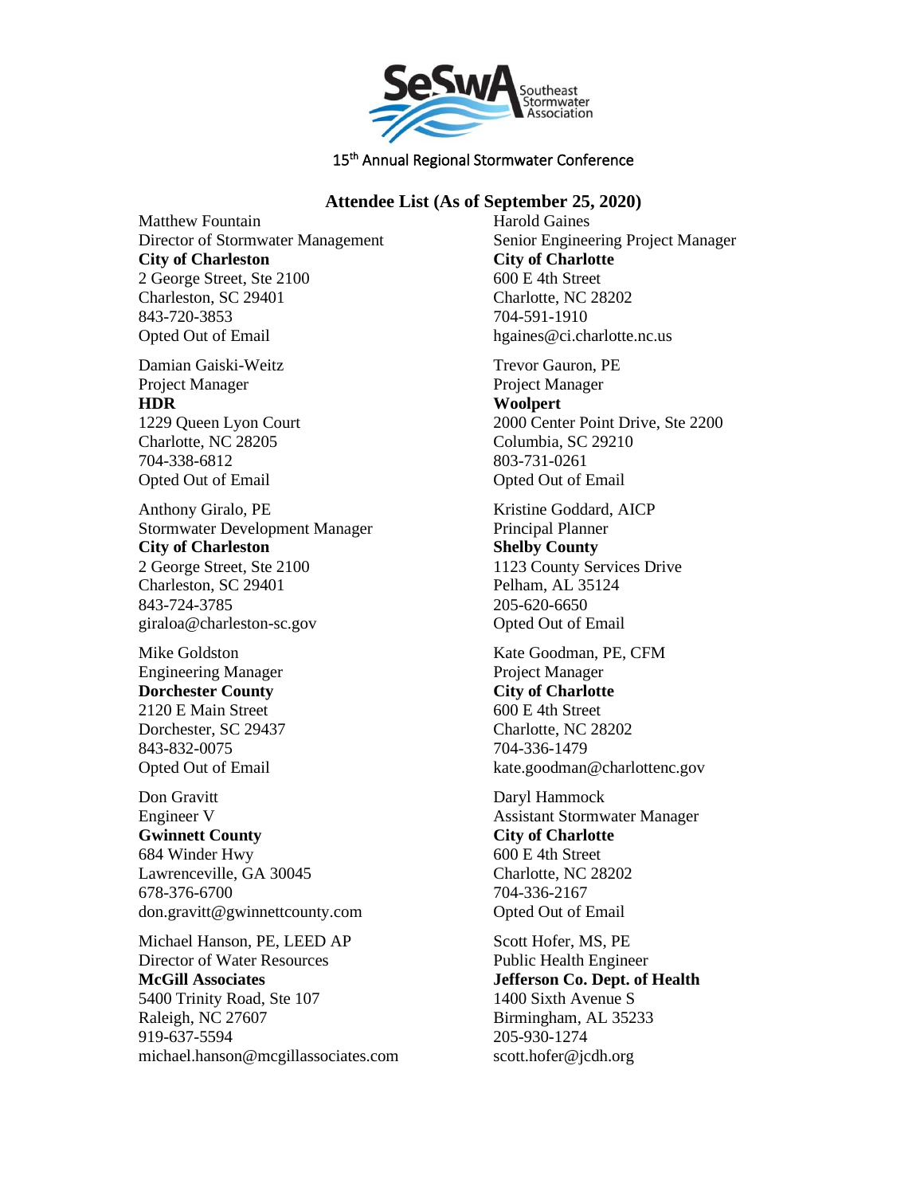SeSwA Southeast Stormwater Association

15th Annual Regional Stormwater Conference

## Attendee List (As of September 25, 2020)

Matthew Fountain
Director of Stormwater Management
**City of Charleston**
2 George Street, Ste 2100
Charleston, SC 29401
843-720-3853
Opted Out of Email

Damian Gaiski-Weitz
Project Manager
**HDR**
1229 Queen Lyon Court
Charlotte, NC 28205
704-338-6812
Opted Out of Email

Anthony Giralo, PE
Stormwater Development Manager
**City of Charleston**
2 George Street, Ste 2100
Charleston, SC 29401
843-724-3785
giraloa@charleston-sc.gov

Mike Goldston
Engineering Manager
**Dorchester County**
2120 E Main Street
Dorchester, SC 29437
843-832-0075
Opted Out of Email

Don Gravitt
Engineer V
**Gwinnett County**
684 Winder Hwy
Lawrenceville, GA 30045
678-376-6700
don.gravitt@gwinnettcounty.com

Michael Hanson, PE, LEED AP
Director of Water Resources
**McGill Associates**
5400 Trinity Road, Ste 107
Raleigh, NC 27607
919-637-5594
michael.hanson@mcgillassociates.com

Harold Gaines
Senior Engineering Project Manager
**City of Charlotte**
600 E 4th Street
Charlotte, NC 28202
704-591-1910
hgaines@ci.charlotte.nc.us

Trevor Gauron, PE
Project Manager
**Woolpert**
2000 Center Point Drive, Ste 2200
Columbia, SC 29210
803-731-0261
Opted Out of Email

Kristine Goddard, AICP
Principal Planner
**Shelby County**
1123 County Services Drive
Pelham, AL 35124
205-620-6650
Opted Out of Email

Kate Goodman, PE, CFM
Project Manager
**City of Charlotte**
600 E 4th Street
Charlotte, NC 28202
704-336-1479
kate.goodman@charlottenc.gov

Daryl Hammock
Assistant Stormwater Manager
**City of Charlotte**
600 E 4th Street
Charlotte, NC 28202
704-336-2167
Opted Out of Email

Scott Hofer, MS, PE
Public Health Engineer
**Jefferson Co. Dept. of Health**
1400 Sixth Avenue S
Birmingham, AL 35233
205-930-1274
scott.hofer@jcdh.org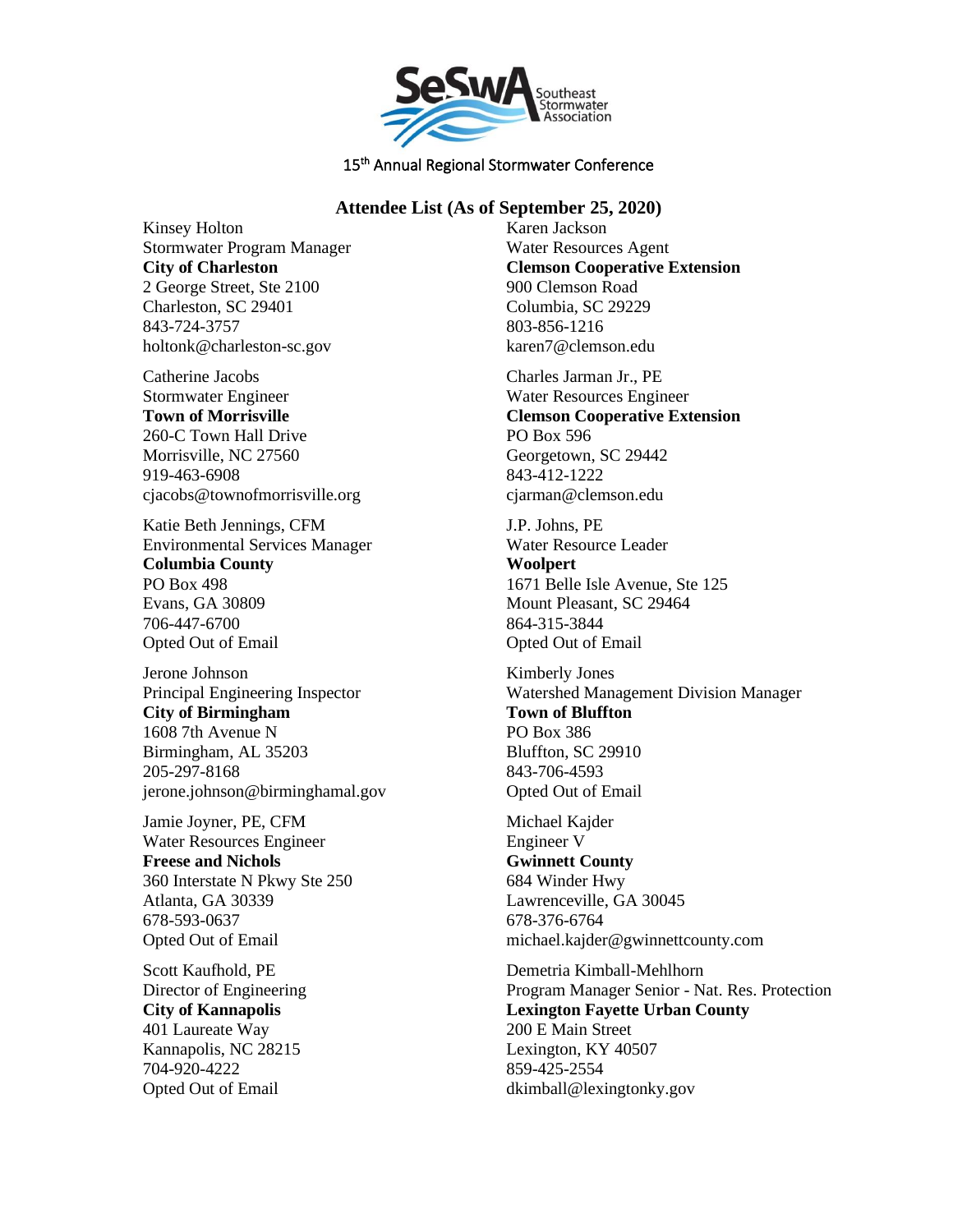15th Annual Regional Stormwater Conference

## Attendee List (As of September 25, 2020)

Kinsey Holton
Stormwater Program Manager
**City of Charleston**
2 George Street, Ste 2100
Charleston, SC 29401
843-724-3757
holtonk@charleston-sc.gov

Catherine Jacobs
Stormwater Engineer
**Town of Morrisville**
260-C Town Hall Drive
Morrisville, NC 27560
919-463-6908
cjacobs@townofmorrisville.org

Katie Beth Jennings, CFM
Environmental Services Manager
**Columbia County**
PO Box 498
Evans, GA 30809
706-447-6700
Opted Out of Email

Jerone Johnson
Principal Engineering Inspector
**City of Birmingham**
1608 7th Avenue N
Birmingham, AL 35203
205-297-8168
jerone.johnson@birminghamal.gov

Jamie Joyner, PE, CFM
Water Resources Engineer
**Freese and Nichols**
360 Interstate N Pkwy Ste 250
Atlanta, GA 30339
678-593-0637
Opted Out of Email

Scott Kaufhold, PE
Director of Engineering
**City of Kannapolis**
401 Laureate Way
Kannapolis, NC 28215
704-920-4222
Opted Out of Email

Karen Jackson
Water Resources Agent
**Clemson Cooperative Extension**
900 Clemson Road
Columbia, SC 29229
803-856-1216
karen7@clemson.edu

Charles Jarman Jr., PE
Water Resources Engineer
**Clemson Cooperative Extension**
PO Box 596
Georgetown, SC 29442
843-412-1222
cjarman@clemson.edu

J.P. Johns, PE
Water Resource Leader
**Woolpert**
1671 Belle Isle Avenue, Ste 125
Mount Pleasant, SC 29464
864-315-3844
Opted Out of Email

Kimberly Jones
Watershed Management Division Manager
**Town of Bluffton**
PO Box 386
Bluffton, SC 29910
843-706-4593
Opted Out of Email

Michael Kajder
Engineer V
**Gwinnett County**
684 Winder Hwy
Lawrenceville, GA 30045
678-376-6764
michael.kajder@gwinnettcounty.com

Demetria Kimball-Mehlhorn
Program Manager Senior - Nat. Res. Protection
**Lexington Fayette Urban County**
200 E Main Street
Lexington, KY 40507
859-425-2554
dkimball@lexingtonky.gov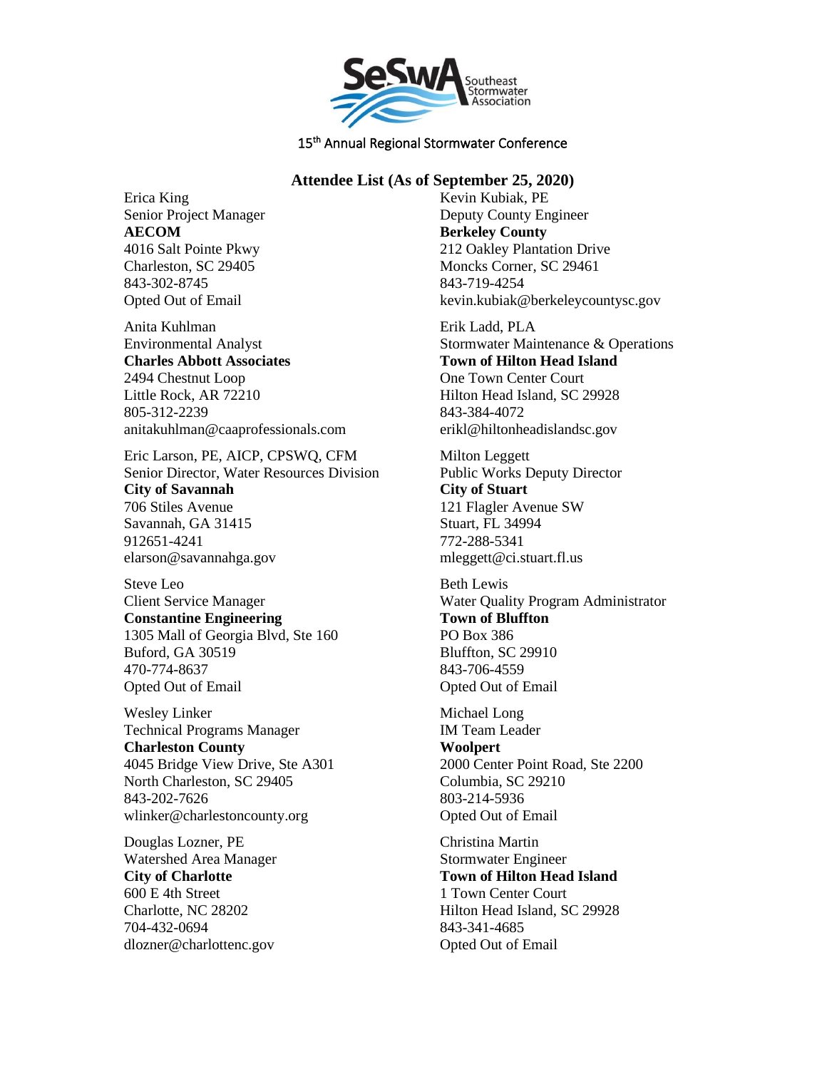15th Annual Regional Stormwater Conference

## Attendee List (As of September 25, 2020)

Erica King
Senior Project Manager
**AECOM**
4016 Salt Pointe Pkwy
Charleston, SC 29405
843-302-8745
Opted Out of Email

Anita Kuhlman
Environmental Analyst
**Charles Abbott Associates**
2494 Chestnut Loop
Little Rock, AR 72210
805-312-2239
anitakuhlman@caaprofessionals.com

Eric Larson, PE, AICP, CPSWQ, CFM
Senior Director, Water Resources Division
**City of Savannah**
706 Stiles Avenue
Savannah, GA 31415
912651-4241
elarson@savannahga.gov

Steve Leo
Client Service Manager
**Constantine Engineering**
1305 Mall of Georgia Blvd, Ste 160
Buford, GA 30519
470-774-8637
Opted Out of Email

Wesley Linker
Technical Programs Manager
**Charleston County**
4045 Bridge View Drive, Ste A301
North Charleston, SC 29405
843-202-7626
wlinker@charlestoncounty.org

Douglas Lozner, PE
Watershed Area Manager
**City of Charlotte**
600 E 4th Street
Charlotte, NC 28202
704-432-0694
dlozner@charlottenc.gov

Kevin Kubiak, PE
Deputy County Engineer
**Berkeley County**
212 Oakley Plantation Drive
Moncks Corner, SC 29461
843-719-4254
kevin.kubiak@berkeleycountysc.gov

Erik Ladd, PLA
Stormwater Maintenance & Operations
**Town of Hilton Head Island**
One Town Center Court
Hilton Head Island, SC 29928
843-384-4072
erikl@hiltonheadislandsc.gov

Milton Leggett
Public Works Deputy Director
**City of Stuart**
121 Flagler Avenue SW
Stuart, FL 34994
772-288-5341
mleggett@ci.stuart.fl.us

Beth Lewis
Water Quality Program Administrator
**Town of Bluffton**
PO Box 386
Bluffton, SC 29910
843-706-4559
Opted Out of Email

Michael Long
IM Team Leader
**Woolpert**
2000 Center Point Road, Ste 2200
Columbia, SC 29210
803-214-5936
Opted Out of Email

Christina Martin
Stormwater Engineer
**Town of Hilton Head Island**
1 Town Center Court
Hilton Head Island, SC 29928
843-341-4685
Opted Out of Email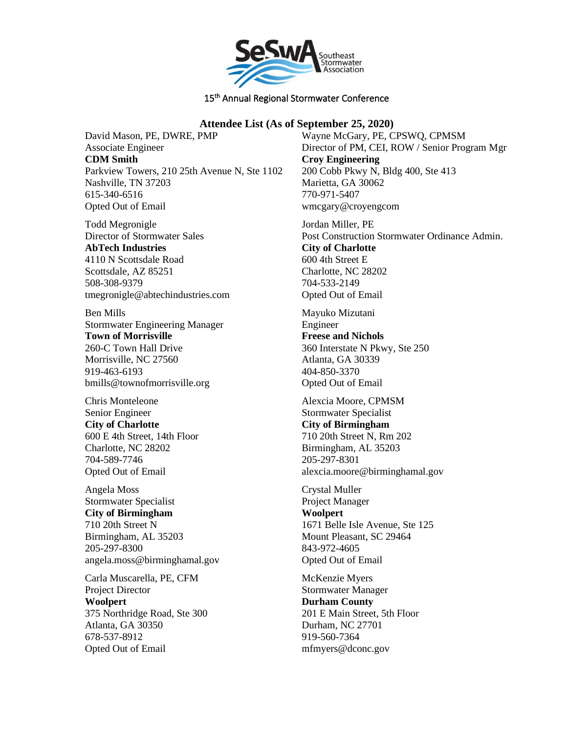SeSWA Southeast Stormwater Association

15th Annual Regional Stormwater Conference

## Attendee List (As of September 25, 2020)

David Mason, PE, DWRE, PMP
Associate Engineer
**CDM Smith**
Parkview Towers, 210 25th Avenue N, Ste 1102
Nashville, TN 37203
615-340-6516
Opted Out of Email

Todd Megronigle
Director of Stormwater Sales
**AbTech Industries**
4110 N Scottsdale Road
Scottsdale, AZ 85251
508-308-9379
tmegronigle@abtechindustries.com

Ben Mills
Stormwater Engineering Manager
**Town of Morrisville**
260-C Town Hall Drive
Morrisville, NC 27560
919-463-6193
bmills@townofmorrisville.org

Chris Monteleone
Senior Engineer
**City of Charlotte**
600 E 4th Street, 14th Floor
Charlotte, NC 28202
704-589-7746
Opted Out of Email

Angela Moss
Stormwater Specialist
**City of Birmingham**
710 20th Street N
Birmingham, AL 35203
205-297-8300
angela.moss@birminghamal.gov

Carla Muscarella, PE, CFM
Project Director
**Woolpert**
375 Northridge Road, Ste 300
Atlanta, GA 30350
678-537-8912
Opted Out of Email

Wayne McGary, PE, CPSWQ, CPMSM
Director of PM, CEI, ROW / Senior Program Mgr
**Croy Engineering**
200 Cobb Pkwy N, Bldg 400, Ste 413
Marietta, GA 30062
770-971-5407
wmcgary@croyengcom

Jordan Miller, PE
Post Construction Stormwater Ordinance Admin.
**City of Charlotte**
600 4th Street E
Charlotte, NC 28202
704-533-2149
Opted Out of Email

Mayuko Mizutani
Engineer
**Freese and Nichols**
360 Interstate N Pkwy, Ste 250
Atlanta, GA 30339
404-850-3370
Opted Out of Email

Alexcia Moore, CPMSM
Stormwater Specialist
**City of Birmingham**
710 20th Street N, Rm 202
Birmingham, AL 35203
205-297-8301
alexcia.moore@birminghamal.gov

Crystal Muller
Project Manager
**Woolpert**
1671 Belle Isle Avenue, Ste 125
Mount Pleasant, SC 29464
843-972-4605
Opted Out of Email

McKenzie Myers
Stormwater Manager
**Durham County**
201 E Main Street, 5th Floor
Durham, NC 27701
919-560-7364
mfmyers@dconc.gov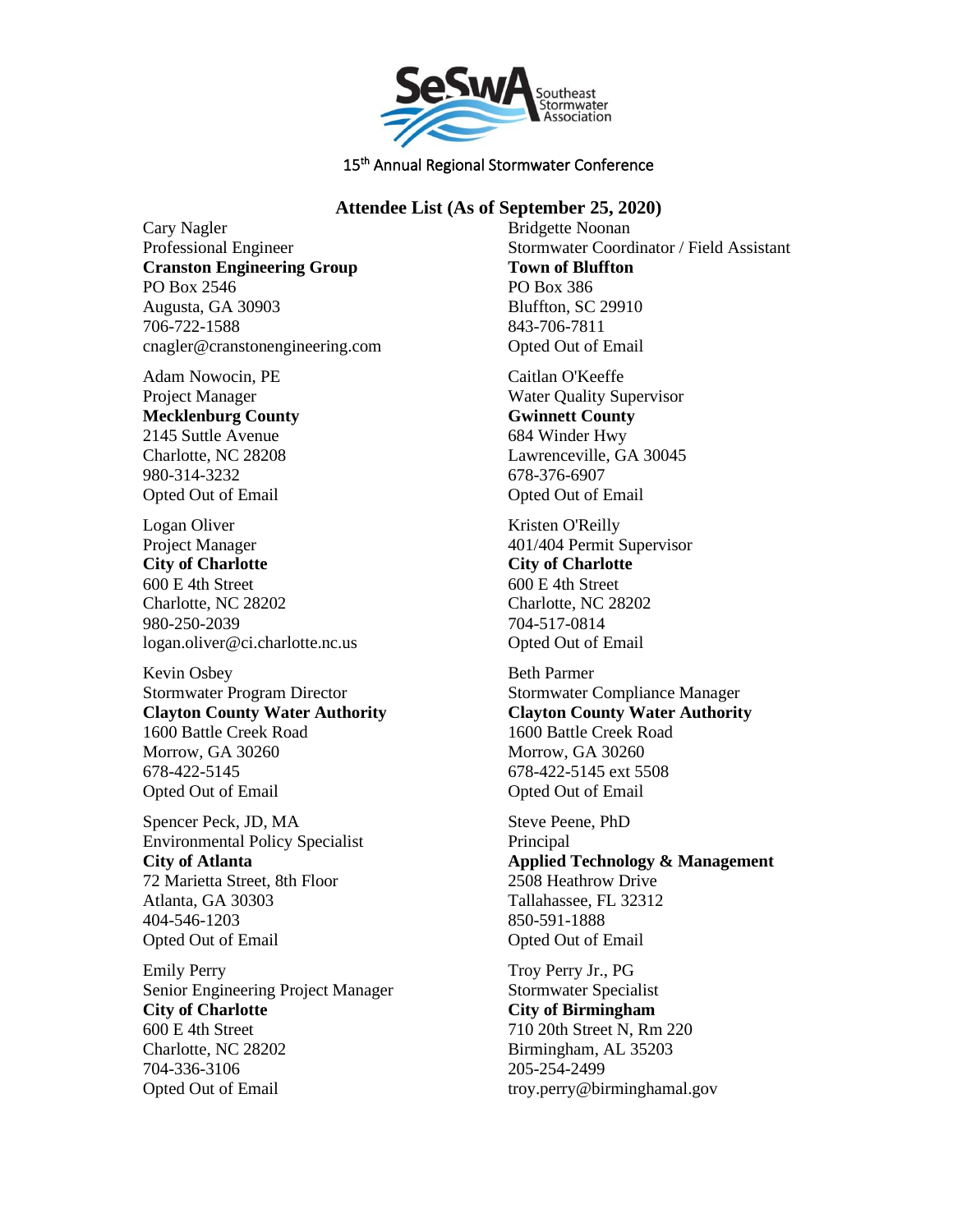SeSWA Southeast Stormwater Association

15th Annual Regional Stormwater Conference

## Attendee List (As of September 25, 2020)

Cary Nagler
Professional Engineer
**Cranston Engineering Group**
PO Box 2546
Augusta, GA 30903
706-722-1588
cnagler@cranstonengineering.com

Adam Nowocin, PE
Project Manager
**Mecklenburg County**
2145 Suttle Avenue
Charlotte, NC 28208
980-314-3232
Opted Out of Email

Logan Oliver
Project Manager
**City of Charlotte**
600 E 4th Street
Charlotte, NC 28202
980-250-2039
logan.oliver@ci.charlotte.nc.us

Kevin Osbey
Stormwater Program Director
**Clayton County Water Authority**
1600 Battle Creek Road
Morrow, GA 30260
678-422-5145
Opted Out of Email

Spencer Peck, JD, MA
Environmental Policy Specialist
**City of Atlanta**
72 Marietta Street, 8th Floor
Atlanta, GA 30303
404-546-1203
Opted Out of Email

Emily Perry
Senior Engineering Project Manager
**City of Charlotte**
600 E 4th Street
Charlotte, NC 28202
704-336-3106
Opted Out of Email

Bridgette Noonan
Stormwater Coordinator / Field Assistant
**Town of Bluffton**
PO Box 386
Bluffton, SC 29910
843-706-7811
Opted Out of Email

Caitlan O'Keeffe
Water Quality Supervisor
**Gwinnett County**
684 Winder Hwy
Lawrenceville, GA 30045
678-376-6907
Opted Out of Email

Kristen O'Reilly
401/404 Permit Supervisor
**City of Charlotte**
600 E 4th Street
Charlotte, NC 28202
704-517-0814
Opted Out of Email

Beth Parmer
Stormwater Compliance Manager
**Clayton County Water Authority**
1600 Battle Creek Road
Morrow, GA 30260
678-422-5145 ext 5508
Opted Out of Email

Steve Peene, PhD
Principal
**Applied Technology & Management**
2508 Heathrow Drive
Tallahassee, FL 32312
850-591-1888
Opted Out of Email

Troy Perry Jr., PG
Stormwater Specialist
**City of Birmingham**
710 20th Street N, Rm 220
Birmingham, AL 35203
205-254-2499
troy.perry@birminghamal.gov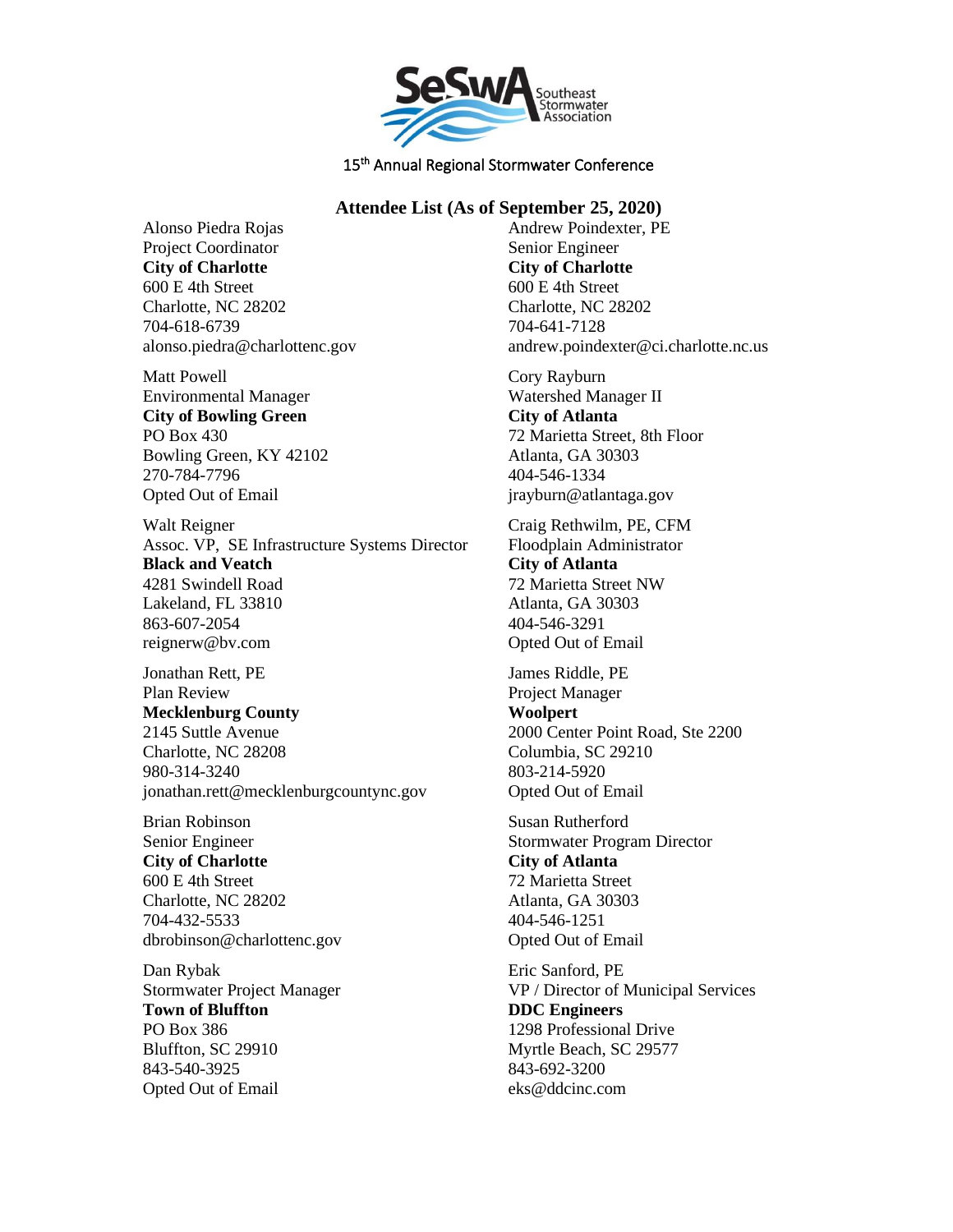Southeast Stormwater Association

15th Annual Regional Stormwater Conference

## Attendee List (As of September 25, 2020)

Alonso Piedra Rojas
Project Coordinator
**City of Charlotte**
600 E 4th Street
Charlotte, NC 28202
704-618-6739
alonso.piedra@charlottenc.gov

Matt Powell
Environmental Manager
**City of Bowling Green**
PO Box 430
Bowling Green, KY 42102
270-784-7796
Opted Out of Email

Walt Reigner
Assoc. VP, SE Infrastructure Systems Director
**Black and Veatch**
4281 Swindell Road
Lakeland, FL 33810
863-607-2054
reignerw@bv.com

Jonathan Rett, PE
Plan Review
**Mecklenburg County**
2145 Suttle Avenue
Charlotte, NC 28208
980-314-3240
jonathan.rett@mecklenburgcountync.gov

Brian Robinson
Senior Engineer
**City of Charlotte**
600 E 4th Street
Charlotte, NC 28202
704-432-5533
dbrobinson@charlottenc.gov

Dan Rybak
Stormwater Project Manager
**Town of Bluffton**
PO Box 386
Bluffton, SC 29910
843-540-3925
Opted Out of Email

Andrew Poindexter, PE
Senior Engineer
**City of Charlotte**
600 E 4th Street
Charlotte, NC 28202
704-641-7128
andrew.poindexter@ci.charlotte.nc.us

Cory Rayburn
Watershed Manager II
**City of Atlanta**
72 Marietta Street, 8th Floor
Atlanta, GA 30303
404-546-1334
jrayburn@atlantaga.gov

Craig Rethwilm, PE, CFM
Floodplain Administrator
**City of Atlanta**
72 Marietta Street NW
Atlanta, GA 30303
404-546-3291
Opted Out of Email

James Riddle, PE
Project Manager
**Woolpert**
2000 Center Point Road, Ste 2200
Columbia, SC 29210
803-214-5920
Opted Out of Email

Susan Rutherford
Stormwater Program Director
**City of Atlanta**
72 Marietta Street
Atlanta, GA 30303
404-546-1251
Opted Out of Email

Eric Sanford, PE
VP / Director of Municipal Services
**DDC Engineers**
1298 Professional Drive
Myrtle Beach, SC 29577
843-692-3200
eks@ddcinc.com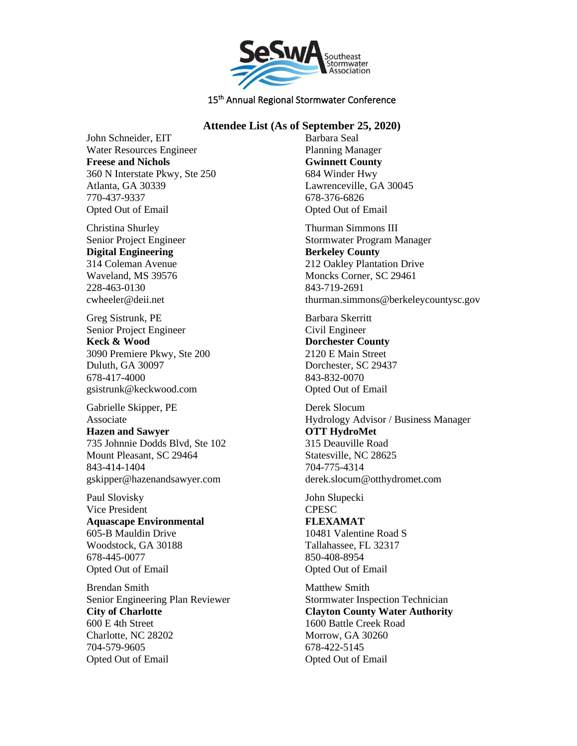15th Annual Regional Stormwater Conference

## Attendee List (As of September 25, 2020)

John Schneider, EIT
Water Resources Engineer
**Freese and Nichols**
360 N Interstate Pkwy, Ste 250
Atlanta, GA 30339
770-437-9337
Opted Out of Email

Christina Shurley
Senior Project Engineer
**Digital Engineering**
314 Coleman Avenue
Waveland, MS 39576
228-463-0130
cwheeler@deii.net

Greg Sistrunk, PE
Senior Project Engineer
**Keck & Wood**
3090 Premiere Pkwy, Ste 200
Duluth, GA 30097
678-417-4000
gsistrunk@keckwood.com

Gabrielle Skipper, PE
Associate
**Hazen and Sawyer**
735 Johnnie Dodds Blvd, Ste 102
Mount Pleasant, SC 29464
843-414-1404
gskipper@hazenandsawyer.com

Paul Slovisky
Vice President
**Aquascape Environmental**
605-B Mauldin Drive
Woodstock, GA 30188
678-445-0077
Opted Out of Email

Brendan Smith
Senior Engineering Plan Reviewer
**City of Charlotte**
600 E 4th Street
Charlotte, NC 28202
704-579-9605
Opted Out of Email

Barbara Seal
Planning Manager
**Gwinnett County**
684 Winder Hwy
Lawrenceville, GA 30045
678-376-6826
Opted Out of Email

Thurman Simmons III
Stormwater Program Manager
**Berkeley County**
212 Oakley Plantation Drive
Moncks Corner, SC 29461
843-719-2691
thurman.simmons@berkeleycountysc.gov

Barbara Skerritt
Civil Engineer
**Dorchester County**
2120 E Main Street
Dorchester, SC 29437
843-832-0070
Opted Out of Email

Derek Slocum
Hydrology Advisor / Business Manager
**OTT HydroMet**
315 Deauville Road
Statesville, NC 28625
704-775-4314
derek.slocum@otthydromet.com

John Slupecki
CPESC
**FLEXAMAT**
10481 Valentine Road S
Tallahassee, FL 32317
850-408-8954
Opted Out of Email

Matthew Smith
Stormwater Inspection Technician
**Clayton County Water Authority**
1600 Battle Creek Road
Morrow, GA 30260
678-422-5145
Opted Out of Email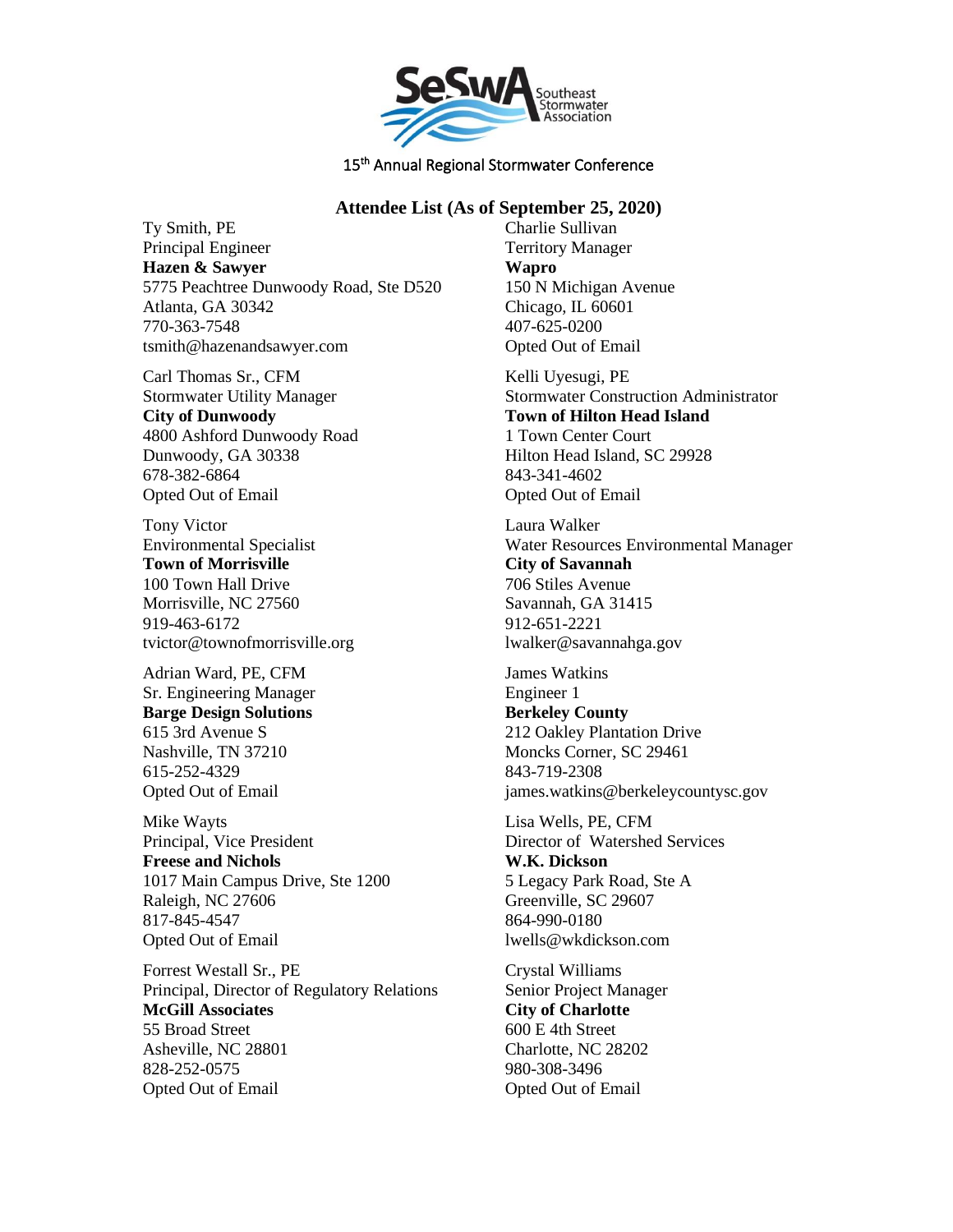SeSwA Southeast Stormwater Association

15th Annual Regional Stormwater Conference

## Attendee List (As of September 25, 2020)

Ty Smith, PE
Principal Engineer
**Hazen & Sawyer**
5775 Peachtree Dunwoody Road, Ste D520
Atlanta, GA 30342
770-363-7548
tsmith@hazenandsawyer.com

Carl Thomas Sr., CFM
Stormwater Utility Manager
**City of Dunwoody**
4800 Ashford Dunwoody Road
Dunwoody, GA 30338
678-382-6864
Opted Out of Email

Tony Victor
Environmental Specialist
**Town of Morrisville**
100 Town Hall Drive
Morrisville, NC 27560
919-463-6172
tvictor@townofmorrisville.org

Adrian Ward, PE, CFM
Sr. Engineering Manager
**Barge Design Solutions**
615 3rd Avenue S
Nashville, TN 37210
615-252-4329
Opted Out of Email

Mike Wayts
Principal, Vice President
**Freese and Nichols**
1017 Main Campus Drive, Ste 1200
Raleigh, NC 27606
817-845-4547
Opted Out of Email

Forrest Westall Sr., PE
Principal, Director of Regulatory Relations
**McGill Associates**
55 Broad Street
Asheville, NC 28801
828-252-0575
Opted Out of Email

Charlie Sullivan
Territory Manager
**Wapro**
150 N Michigan Avenue
Chicago, IL 60601
407-625-0200
Opted Out of Email

Kelli Uyesugi, PE
Stormwater Construction Administrator
**Town of Hilton Head Island**
1 Town Center Court
Hilton Head Island, SC 29928
843-341-4602
Opted Out of Email

Laura Walker
Water Resources Environmental Manager
**City of Savannah**
706 Stiles Avenue
Savannah, GA 31415
912-651-2221
lwalker@savannahga.gov

James Watkins
Engineer 1
**Berkeley County**
212 Oakley Plantation Drive
Moncks Corner, SC 29461
843-719-2308
james.watkins@berkeleycountysc.gov

Lisa Wells, PE, CFM
Director of Watershed Services
**W.K. Dickson**
5 Legacy Park Road, Ste A
Greenville, SC 29607
864-990-0180
lwells@wkdickson.com

Crystal Williams
Senior Project Manager
**City of Charlotte**
600 E 4th Street
Charlotte, NC 28202
980-308-3496
Opted Out of Email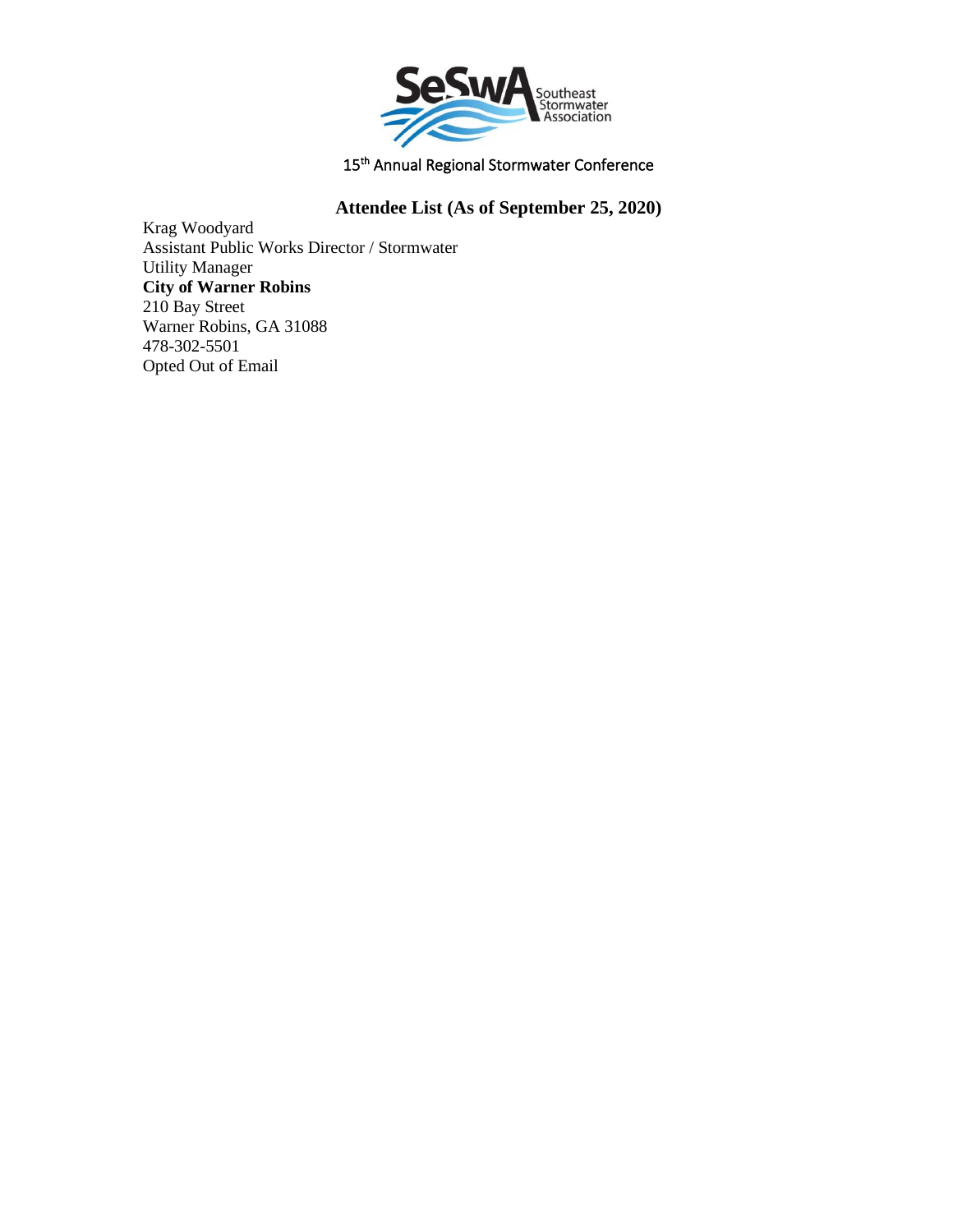15th Annual Regional Stormwater Conference

## Attendee List (As of September 25, 2020)

Krag Woodyard
Assistant Public Works Director / Stormwater Utility Manager
**City of Warner Robins**
210 Bay Street
Warner Robins, GA 31088
478-302-5501
Opted Out of Email